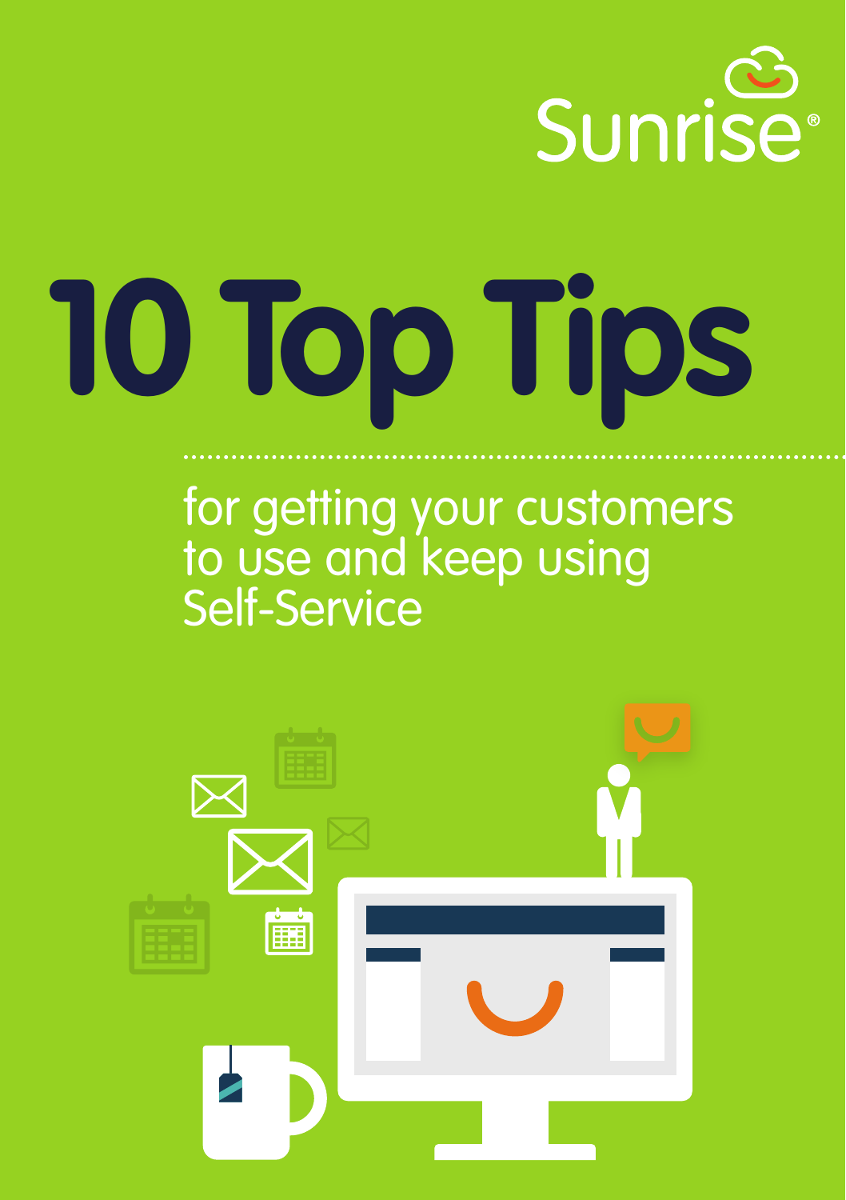Sunrise®

# 10 Top Tips

for getting your customers to use and keep using Self-Service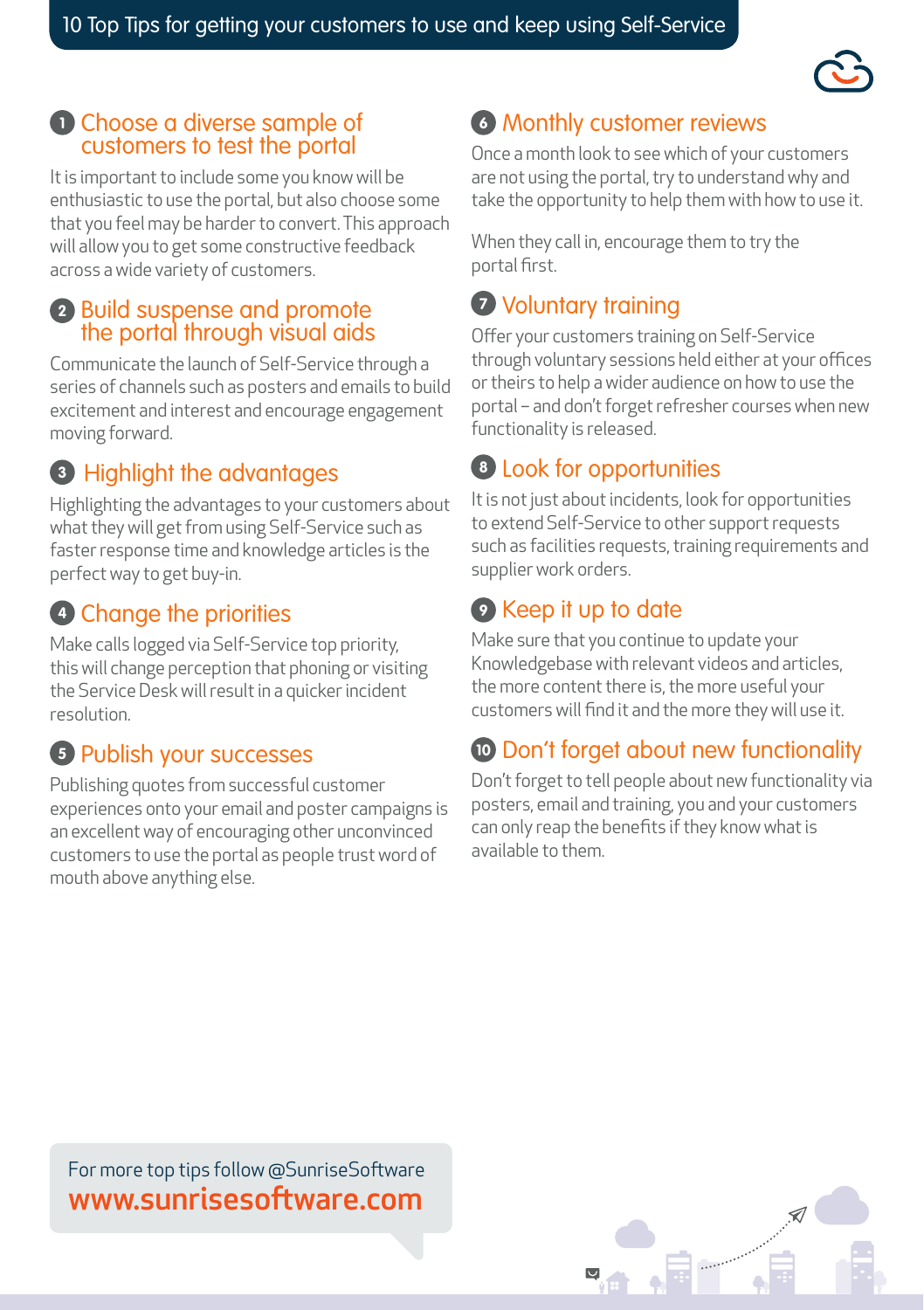# 10 Top Tips for getting your customers to use and keep using Self-Service

## 1 Choose a diverse sample of customers to test the portal

It is important to include some you know will be enthusiastic to use the portal, but also choose some that you feel may be harder to convert. This approach will allow you to get some constructive feedback across a wide variety of customers.

## 2 Build suspense and promote the portal through visual aids

Communicate the launch of Self-Service through a series of channels such as posters and emails to build excitement and interest and encourage engagement moving forward.

## 3 Highlight the advantages

Highlighting the advantages to your customers about what they will get from using Self-Service such as faster response time and knowledge articles is the perfect way to get buy-in.

## 4 Change the priorities

Make calls logged via Self-Service top priority, this will change perception that phoning or visiting the Service Desk will result in a quicker incident resolution.

## 5 Publish your successes

Publishing quotes from successful customer experiences onto your email and poster campaigns is an excellent way of encouraging other unconvinced customers to use the portal as people trust word of mouth above anything else.

## 6 Monthly customer reviews

Once a month look to see which of your customers are not using the portal, try to understand why and take the opportunity to help them with how to use it.

When they call in, encourage them to try the portal first.

## 7 Voluntary training

Offer your customers training on Self-Service through voluntary sessions held either at your offices or theirs to help a wider audience on how to use the portal – and don't forget refresher courses when new functionality is released.

## 8 Look for opportunities

It is not just about incidents, look for opportunities to extend Self-Service to other support requests such as facilities requests, training requirements and supplier work orders.

## 9 Keep it up to date

Make sure that you continue to update your Knowledgebase with relevant videos and articles, the more content there is, the more useful your customers will find it and the more they will use it.

## 10 Don't forget about new functionality

Don't forget to tell people about new functionality via posters, email and training, you and your customers can only reap the benefits if they know what is available to them.

For more top tips follow @SunriseSoftware

**www.sunrisesoftware.com**